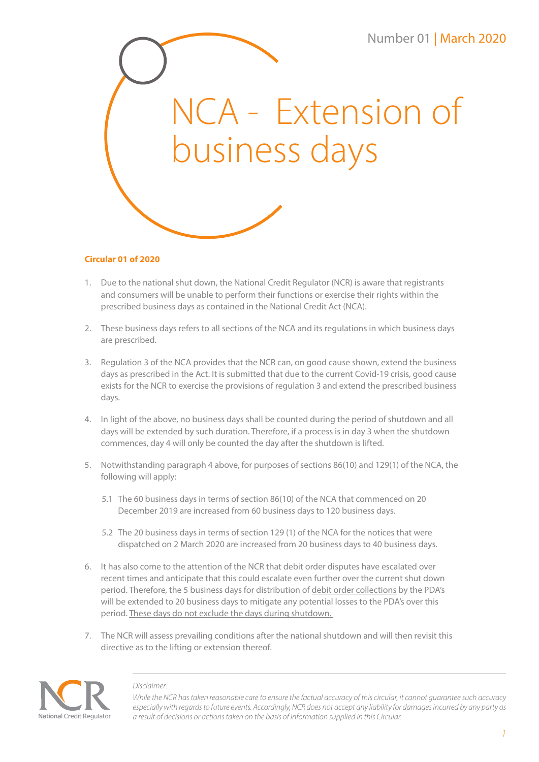Number 01 | March 2020

# NCA - Extension of business days

**Circular 01 of 2020**

1. Due to the national shut down, the National Credit Regulator (NCR) is aware that registrants and consumers will be unable to perform their functions or exercise their rights within the prescribed business days as contained in the National Credit Act (NCA).

2. These business days refers to all sections of the NCA and its regulations in which business days are prescribed.

3. Regulation 3 of the NCA provides that the NCR can, on good cause shown, extend the business days as prescribed in the Act. It is submitted that due to the current Covid-19 crisis, good cause exists for the NCR to exercise the provisions of regulation 3 and extend the prescribed business days.

4. In light of the above, no business days shall be counted during the period of shutdown and all days will be extended by such duration. Therefore, if a process is in day 3 when the shutdown commences, day 4 will only be counted the day after the shutdown is lifted.

5. Notwithstanding paragraph 4 above, for purposes of sections 86(10) and 129(1) of the NCA, the following will apply:

   5.1 The 60 business days in terms of section 86(10) of the NCA that commenced on 20 December 2019 are increased from 60 business days to 120 business days.

   5.2 The 20 business days in terms of section 129 (1) of the NCA for the notices that were dispatched on 2 March 2020 are increased from 20 business days to 40 business days.

6. It has also come to the attention of the NCR that debit order disputes have escalated over recent times and anticipate that this could escalate even further over the current shut down period. Therefore, the 5 business days for distribution of <u>debit order collections</u> by the PDA's will be extended to 20 business days to mitigate any potential losses to the PDA's over this period. <u>These days do not exclude the days during shutdown.</u>

7. The NCR will assess prevailing conditions after the national shutdown and will then revisit this directive as to the lifting or extension thereof.

NCR National Credit Regulator

*Disclaimer:*

*While the NCR has taken reasonable care to ensure the factual accuracy of this circular, it cannot guarantee such accuracy especially with regards to future events. Accordingly, NCR does not accept any liability for damages incurred by any party as a result of decisions or actions taken on the basis of information supplied in this Circular.*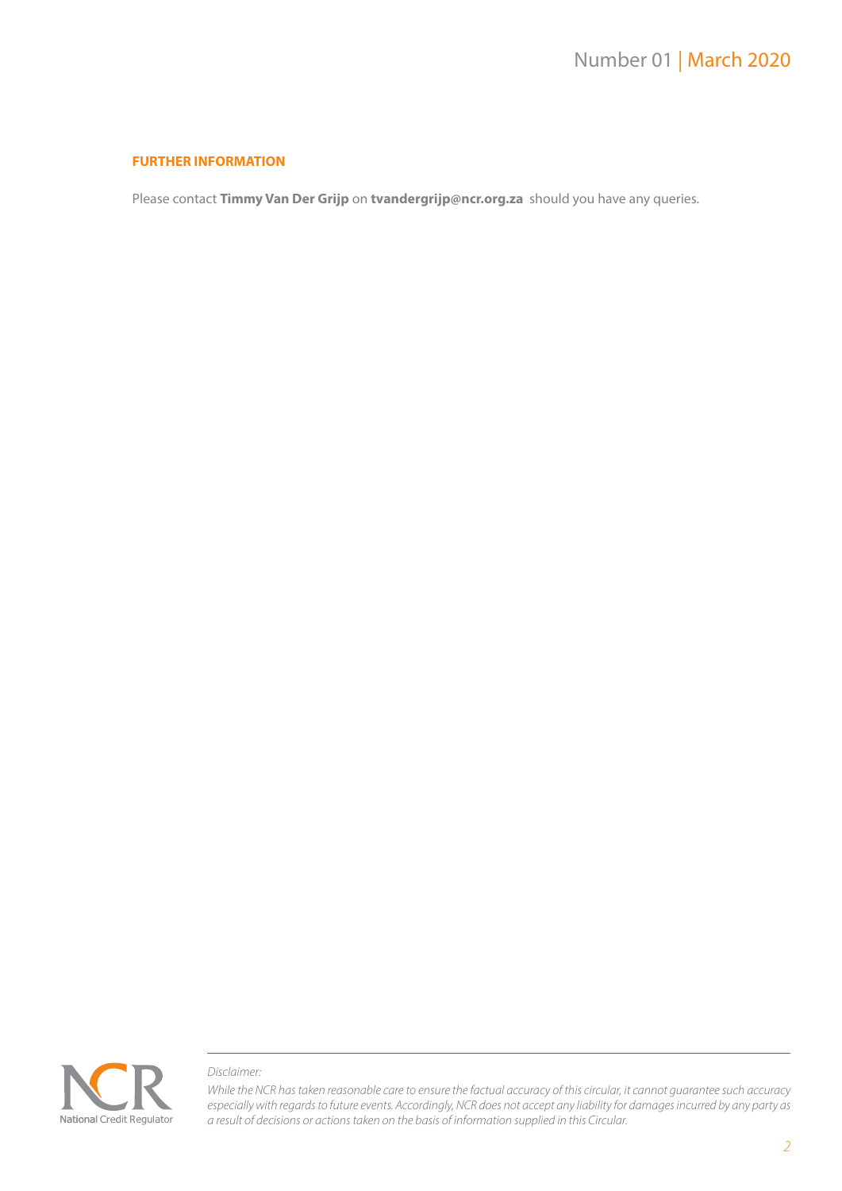**FURTHER INFORMATION**

Please contact **Timmy Van Der Grijp** on **tvandergrijp@ncr.org.za** should you have any queries.

National Credit Regulator

*Disclaimer:*

*While the NCR has taken reasonable care to ensure the factual accuracy of this circular, it cannot guarantee such accuracy especially with regards to future events. Accordingly, NCR does not accept any liability for damages incurred by any party as a result of decisions or actions taken on the basis of information supplied in this Circular.*